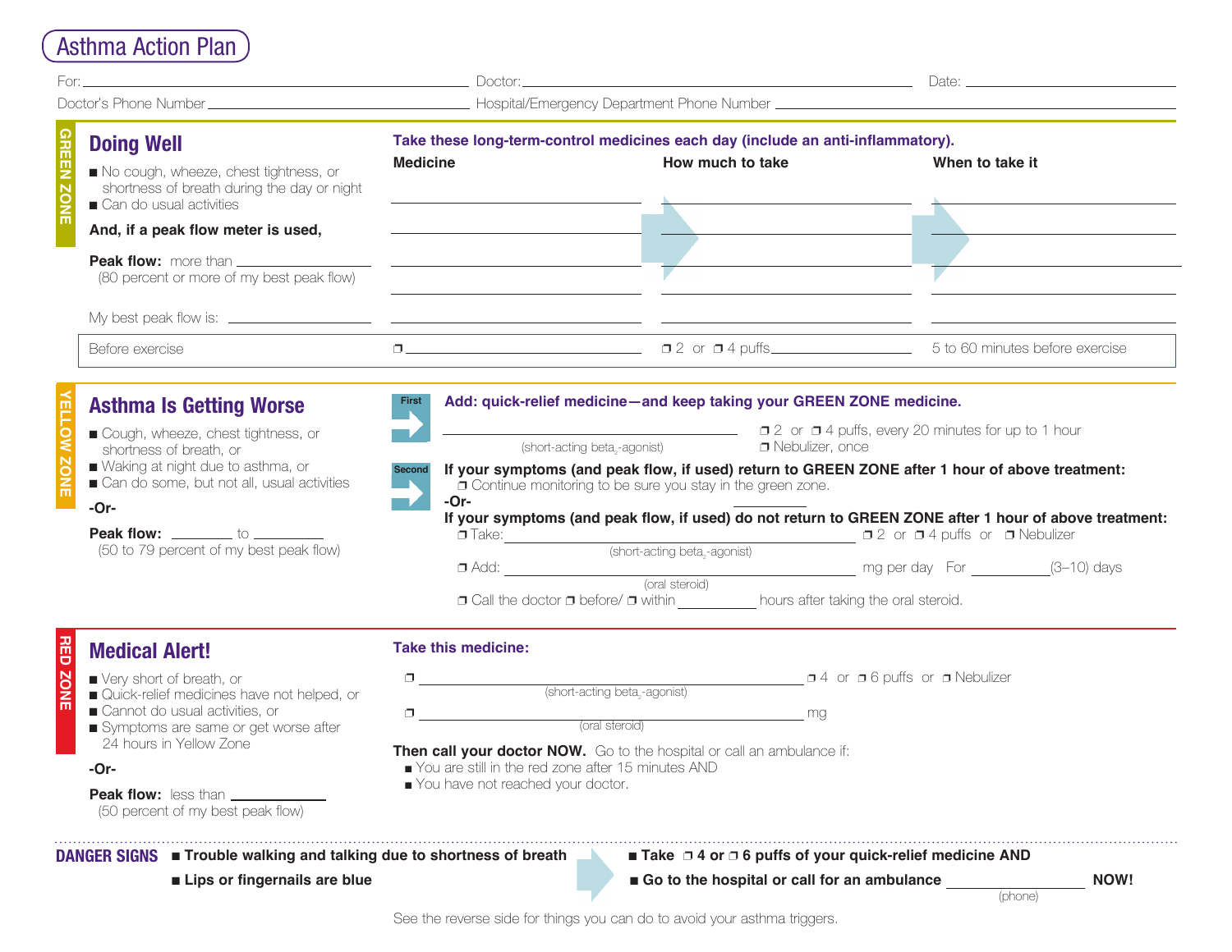# Asthma Action Plan

For: ______________________ Doctor: ______________________ Date: ______________

Doctor's Phone Number ______________________ Hospital/Emergency Department Phone Number ______________________

## GREEN ZONE

### Doing Well

- No cough, wheeze, chest tightness, or shortness of breath during the day or night
- Can do usual activities

**And, if a peak flow meter is used,**

**Peak flow:** more than ______________
(80 percent or more of my best peak flow)

My best peak flow is: ______________

**Take these long-term-control medicines each day (include an anti-inflammatory).**

| Medicine | How much to take | When to take it |
|---|---|---|
| | | |
| | | |
| | | |
| | | |
| | | |
| Before exercise ❒ ______________ | ❒ 2 or ❒ 4 puffs ______________ | 5 to 60 minutes before exercise |

## YELLOW ZONE

### Asthma Is Getting Worse

- Cough, wheeze, chest tightness, or shortness of breath, or
- Waking at night due to asthma, or
- Can do some, but not all, usual activities

**-Or-**

**Peak flow:** ________ to ________
(50 to 79 percent of my best peak flow)

**First** — **Add: quick-relief medicine—and keep taking your GREEN ZONE medicine.**

______________________ (short-acting $beta_2$-agonist) ❒ 2 or ❒ 4 puffs, every 20 minutes for up to 1 hour
❒ Nebulizer, once

**Second** — **If your symptoms (and peak flow, if used) return to GREEN ZONE after 1 hour of above treatment:**
❒ Continue monitoring to be sure you stay in the green zone.

**-Or-**

**If your symptoms (and peak flow, if used) do not return to GREEN ZONE after 1 hour of above treatment:**
❒ Take: ______________________ (short-acting $beta_2$-agonist) ❒ 2 or ❒ 4 puffs or ❒ Nebulizer
❒ Add: ______________________ (oral steroid) mg per day For ________ (3–10) days
❒ Call the doctor ❒ before/ ❒ within ________ hours after taking the oral steroid.

## RED ZONE

### Medical Alert!

- Very short of breath, or
- Quick-relief medicines have not helped, or
- Cannot do usual activities, or
- Symptoms are same or get worse after 24 hours in Yellow Zone

**-Or-**

**Peak flow:** less than ______________
(50 percent of my best peak flow)

**Take this medicine:**

❒ ______________________ (short-acting $beta_2$-agonist) ❒ 4 or ❒ 6 puffs or ❒ Nebulizer
❒ ______________________ (oral steroid) mg

**Then call your doctor NOW.** Go to the hospital or call an ambulance if:
- You are still in the red zone after 15 minutes AND
- You have not reached your doctor.

**DANGER SIGNS**
- **Trouble walking and talking due to shortness of breath**
- **Lips or fingernails are blue**

- **Take ❒ 4 or ❒ 6 puffs of your quick-relief medicine AND**
- **Go to the hospital or call for an ambulance** ______________ (phone) **NOW!**

See the reverse side for things you can do to avoid your asthma triggers.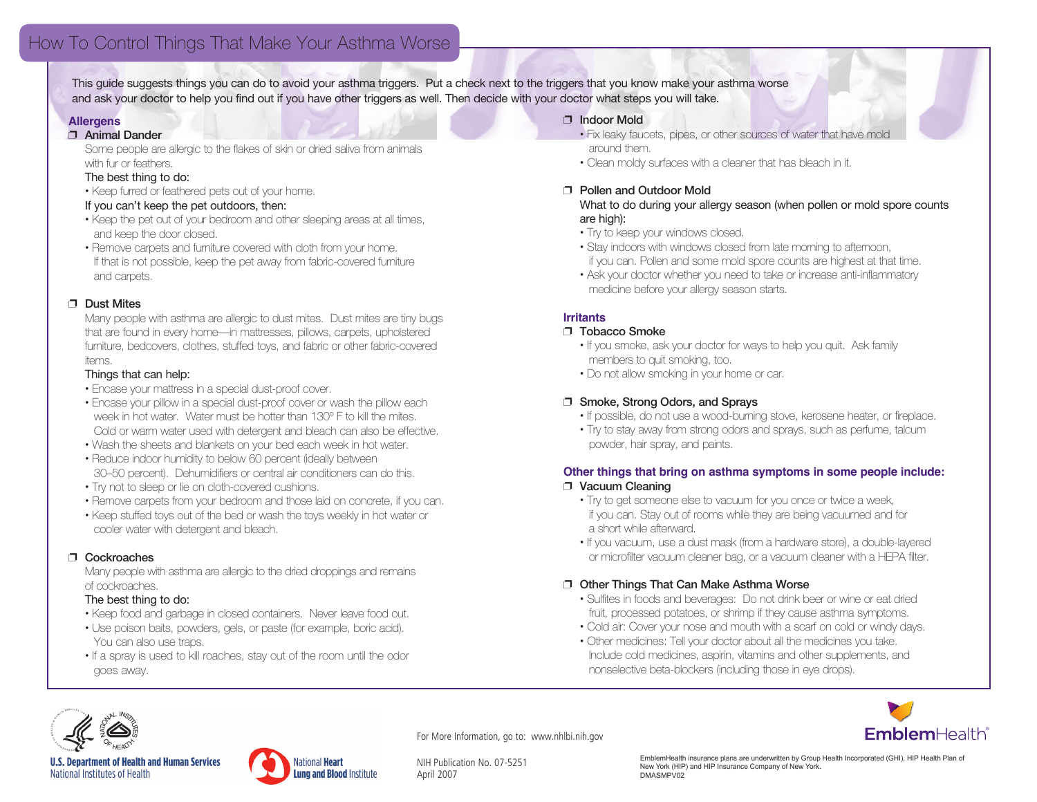# How To Control Things That Make Your Asthma Worse

This guide suggests things you can do to avoid your asthma triggers. Put a check next to the triggers that you know make your asthma worse and ask your doctor to help you find out if you have other triggers as well. Then decide with your doctor what steps you will take.

## Allergens

### ❒ Animal Dander

Some people are allergic to the flakes of skin or dried saliva from animals with fur or feathers.

The best thing to do:

- Keep furred or feathered pets out of your home.

If you can't keep the pet outdoors, then:

- Keep the pet out of your bedroom and other sleeping areas at all times, and keep the door closed.
- Remove carpets and furniture covered with cloth from your home. If that is not possible, keep the pet away from fabric-covered furniture and carpets.

### ❒ Dust Mites

Many people with asthma are allergic to dust mites. Dust mites are tiny bugs that are found in every home—in mattresses, pillows, carpets, upholstered furniture, bedcovers, clothes, stuffed toys, and fabric or other fabric-covered items.

Things that can help:

- Encase your mattress in a special dust-proof cover.
- Encase your pillow in a special dust-proof cover or wash the pillow each week in hot water. Water must be hotter than 130º F to kill the mites. Cold or warm water used with detergent and bleach can also be effective.
- Wash the sheets and blankets on your bed each week in hot water.
- Reduce indoor humidity to below 60 percent (ideally between 30–50 percent). Dehumidifiers or central air conditioners can do this.
- Try not to sleep or lie on cloth-covered cushions.
- Remove carpets from your bedroom and those laid on concrete, if you can.
- Keep stuffed toys out of the bed or wash the toys weekly in hot water or cooler water with detergent and bleach.

### ❒ Cockroaches

Many people with asthma are allergic to the dried droppings and remains of cockroaches.

The best thing to do:

- Keep food and garbage in closed containers. Never leave food out.
- Use poison baits, powders, gels, or paste (for example, boric acid). You can also use traps.
- If a spray is used to kill roaches, stay out of the room until the odor goes away.

### ❒ Indoor Mold

- Fix leaky faucets, pipes, or other sources of water that have mold around them.
- Clean moldy surfaces with a cleaner that has bleach in it.

### ❒ Pollen and Outdoor Mold

What to do during your allergy season (when pollen or mold spore counts are high):

- Try to keep your windows closed.
- Stay indoors with windows closed from late morning to afternoon, if you can. Pollen and some mold spore counts are highest at that time.
- Ask your doctor whether you need to take or increase anti-inflammatory medicine before your allergy season starts.

## Irritants

### ❒ Tobacco Smoke

- If you smoke, ask your doctor for ways to help you quit. Ask family members to quit smoking, too.
- Do not allow smoking in your home or car.

### ❒ Smoke, Strong Odors, and Sprays

- If possible, do not use a wood-burning stove, kerosene heater, or fireplace.
- Try to stay away from strong odors and sprays, such as perfume, talcum powder, hair spray, and paints.

## Other things that bring on asthma symptoms in some people include:

### ❒ Vacuum Cleaning

- Try to get someone else to vacuum for you once or twice a week, if you can. Stay out of rooms while they are being vacuumed and for a short while afterward.
- If you vacuum, use a dust mask (from a hardware store), a double-layered or microfilter vacuum cleaner bag, or a vacuum cleaner with a HEPA filter.

### ❒ Other Things That Can Make Asthma Worse

- Sulfites in foods and beverages: Do not drink beer or wine or eat dried fruit, processed potatoes, or shrimp if they cause asthma symptoms.
- Cold air: Cover your nose and mouth with a scarf on cold or windy days.
- Other medicines: Tell your doctor about all the medicines you take. Include cold medicines, aspirin, vitamins and other supplements, and nonselective beta-blockers (including those in eye drops).

U.S. Department of Health and Human Services
National Institutes of Health

National Heart Lung and Blood Institute

For More Information, go to: www.nhlbi.nih.gov

NIH Publication No. 07-5251
April 2007

EmblemHealth

EmblemHealth insurance plans are underwritten by Group Health Incorporated (GHI), HIP Health Plan of New York (HIP) and HIP Insurance Company of New York.
DMASMPV02